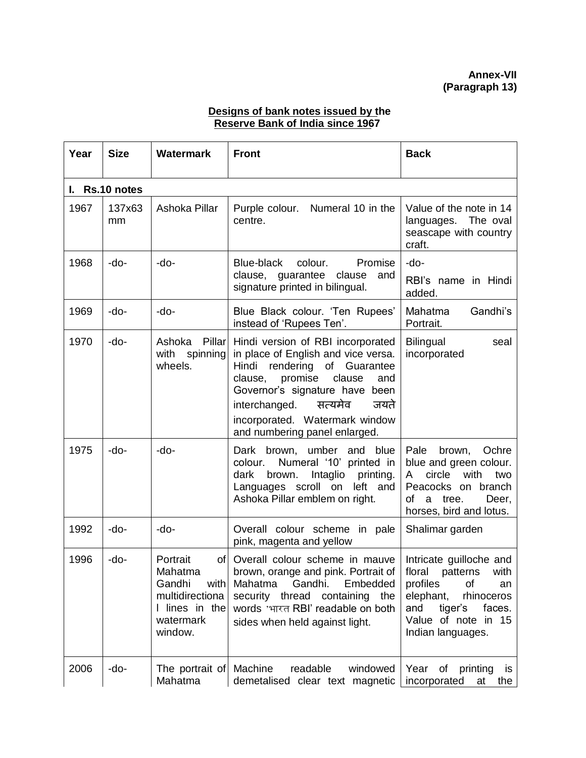**Annex-VII**
**(Paragraph 13)**

## Designs of bank notes issued by the Reserve Bank of India since 1967

| Year | Size | Watermark | Front | Back |
|---|---|---|---|---|
| **I. Rs.10 notes** | | | | |
| 1967 | 137x63 mm | Ashoka Pillar | Purple colour. Numeral 10 in the centre. | Value of the note in 14 languages. The oval seascape with country craft. |
| 1968 | -do- | -do- | Blue-black colour. Promise clause, guarantee clause and signature printed in bilingual. | -do- RBI's name in Hindi added. |
| 1969 | -do- | -do- | Blue Black colour. 'Ten Rupees' instead of 'Rupees Ten'. | Mahatma Gandhi's Portrait. |
| 1970 | -do- | Ashoka Pillar with spinning wheels. | Hindi version of RBI incorporated in place of English and vice versa. Hindi rendering of Guarantee clause, promise clause and Governor's signature have been interchanged. सत्यमेव जयते incorporated. Watermark window and numbering panel enlarged. | Bilingual seal incorporated |
| 1975 | -do- | -do- | Dark brown, umber and blue colour. Numeral '10' printed in dark brown. Intaglio printing. Languages scroll on left and Ashoka Pillar emblem on right. | Pale brown, Ochre blue and green colour. A circle with two Peacocks on branch of a tree. Deer, horses, bird and lotus. |
| 1992 | -do- | -do- | Overall colour scheme in pale pink, magenta and yellow | Shalimar garden |
| 1996 | -do- | Portrait of Mahatma Gandhi with multidirectional lines in the watermark window. | Overall colour scheme in mauve brown, orange and pink. Portrait of Mahatma Gandhi. Embedded security thread containing the words 'भारत RBI' readable on both sides when held against light. | Intricate guilloche and floral patterns with profiles of an elephant, rhinoceros and tiger's faces. Value of note in 15 Indian languages. |
| 2006 | -do- | The portrait of Mahatma | Machine readable windowed demetalised clear text magnetic | Year of printing is incorporated at the |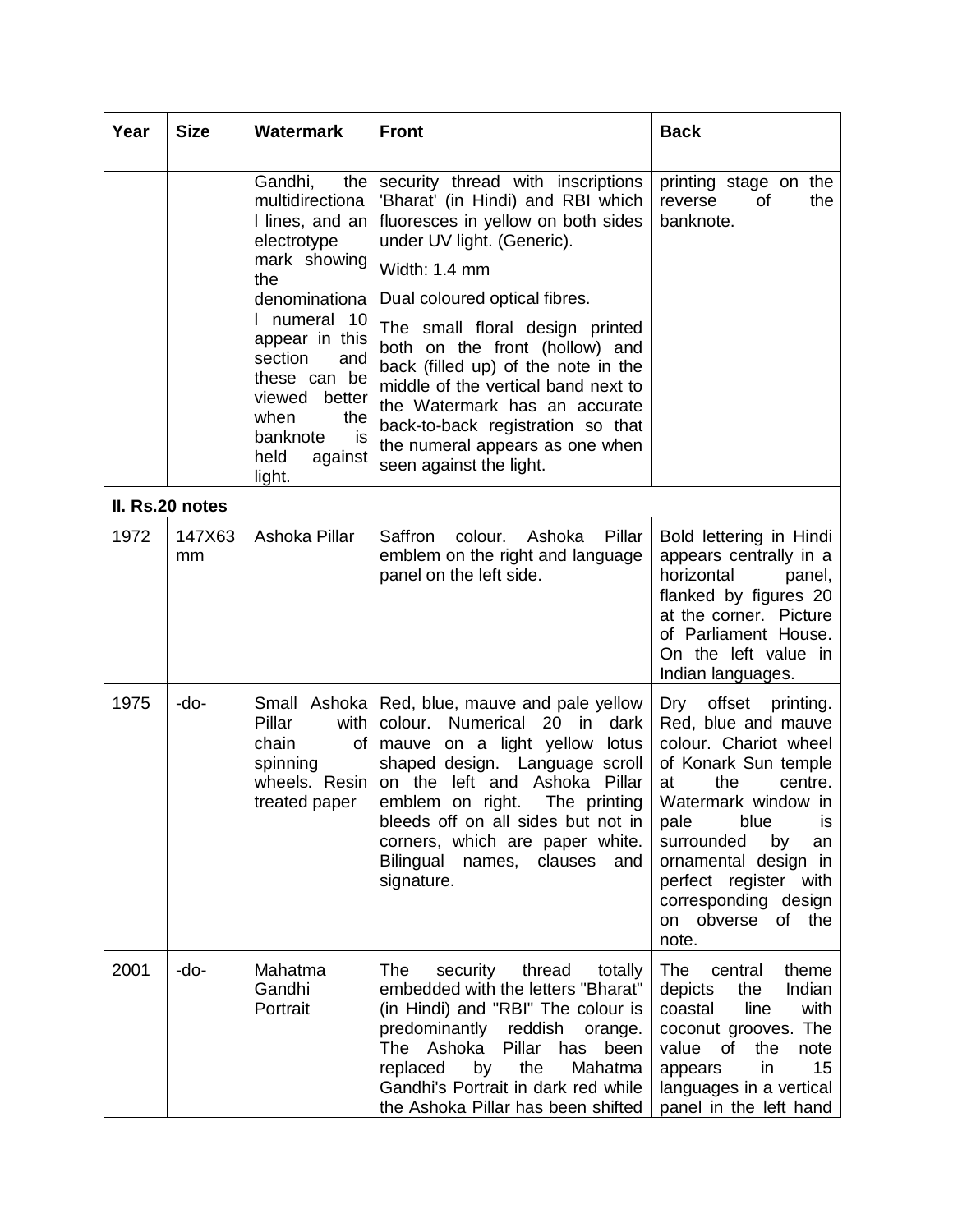| Year | Size | Watermark | Front | Back |
|---|---|---|---|---|
| | | Gandhi, the multidirectional lines, and an electrotype mark showing the denominational numeral 10 appear in this section and these can be viewed better when the banknote is held against light. | security thread with inscriptions 'Bharat' (in Hindi) and RBI which fluoresces in yellow on both sides under UV light. (Generic). Width: 1.4 mm Dual coloured optical fibres. The small floral design printed both on the front (hollow) and back (filled up) of the note in the middle of the vertical band next to the Watermark has an accurate back-to-back registration so that the numeral appears as one when seen against the light. | printing stage on the reverse of the banknote. |
| **II. Rs.20 notes** | | | | |
| 1972 | 147X63 mm | Ashoka Pillar | Saffron colour. Ashoka Pillar emblem on the right and language panel on the left side. | Bold lettering in Hindi appears centrally in a horizontal panel, flanked by figures 20 at the corner. Picture of Parliament House. On the left value in Indian languages. |
| 1975 | -do- | Small Ashoka Pillar with chain of spinning wheels. Resin treated paper | Red, blue, mauve and pale yellow colour. Numerical 20 in dark mauve on a light yellow lotus shaped design. Language scroll on the left and Ashoka Pillar emblem on right. The printing bleeds off on all sides but not in corners, which are paper white. Bilingual names, clauses and signature. | Dry offset printing. Red, blue and mauve colour. Chariot wheel of Konark Sun temple at the centre. Watermark window in pale blue is surrounded by an ornamental design in perfect register with corresponding design on obverse of the note. |
| 2001 | -do- | Mahatma Gandhi Portrait | The security thread totally embedded with the letters "Bharat" (in Hindi) and "RBI" The colour is predominantly reddish orange. The Ashoka Pillar has been replaced by the Mahatma Gandhi's Portrait in dark red while the Ashoka Pillar has been shifted | The central theme depicts the Indian coastal line with coconut grooves. The value of the note appears in 15 languages in a vertical panel in the left hand |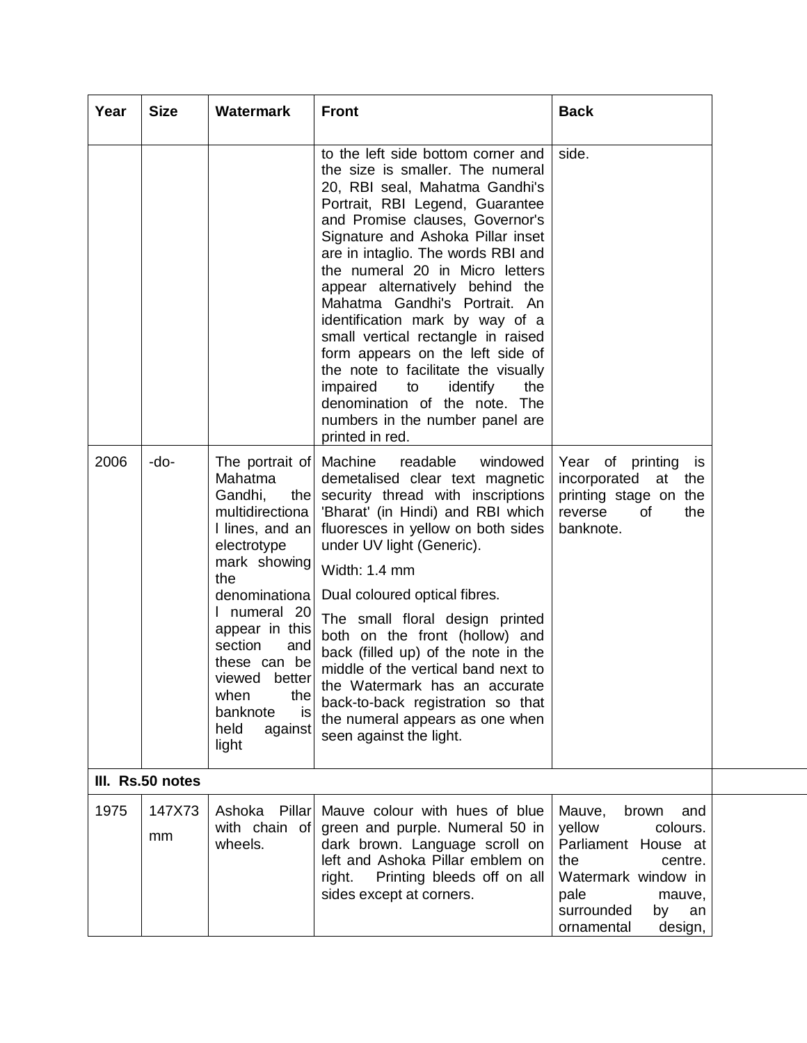| Year | Size | Watermark | Front | Back |
|---|---|---|---|---|
| | | | to the left side bottom corner and the size is smaller. The numeral 20, RBI seal, Mahatma Gandhi's Portrait, RBI Legend, Guarantee and Promise clauses, Governor's Signature and Ashoka Pillar inset are in intaglio. The words RBI and the numeral 20 in Micro letters appear alternatively behind the Mahatma Gandhi's Portrait. An identification mark by way of a small vertical rectangle in raised form appears on the left side of the note to facilitate the visually impaired to identify the denomination of the note. The numbers in the number panel are printed in red. | side. |
| 2006 | -do- | The portrait of Mahatma Gandhi, the multidirectional lines, and an electrotype mark showing the denominational numeral 20 appear in this section and these can be viewed better when the banknote is held against light | Machine readable windowed demetalised clear text magnetic security thread with inscriptions 'Bharat' (in Hindi) and RBI which fluoresces in yellow on both sides under UV light (Generic).<br><br>Width: 1.4 mm<br><br>Dual coloured optical fibres.<br><br>The small floral design printed both on the front (hollow) and back (filled up) of the note in the middle of the vertical band next to the Watermark has an accurate back-to-back registration so that the numeral appears as one when seen against the light. | Year of printing is incorporated at the printing stage on the reverse of the banknote. |
| **III. Rs.50 notes** | | | | |
| 1975 | 147X73 mm | Ashoka Pillar with chain of wheels. | Mauve colour with hues of blue green and purple. Numeral 50 in dark brown. Language scroll on left and Ashoka Pillar emblem on right. Printing bleeds off on all sides except at corners. | Mauve, brown and yellow colours. Parliament House at the centre. Watermark window in pale mauve, surrounded by an ornamental design, |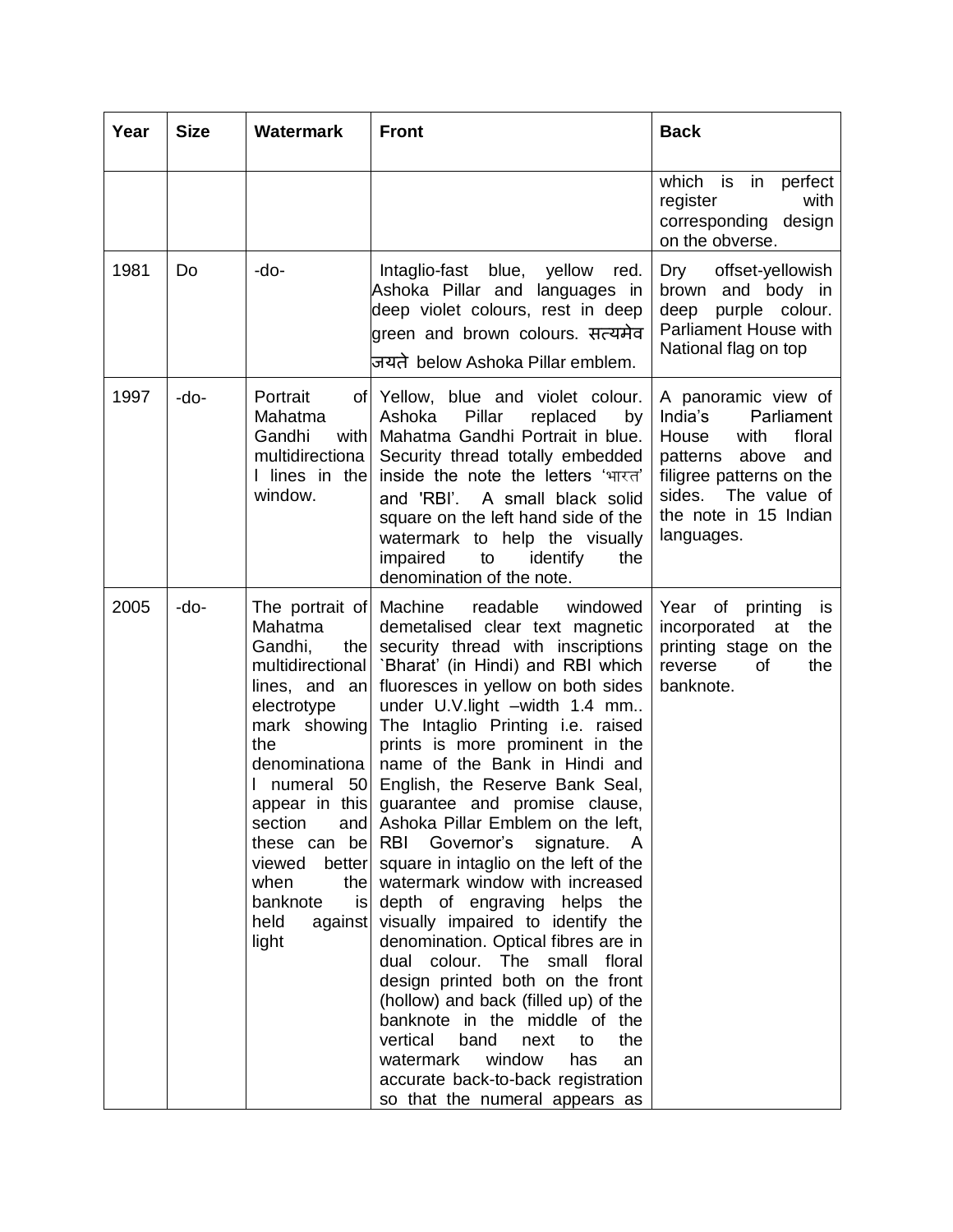| Year | Size | Watermark | Front | Back |
|---|---|---|---|---|
| | | | | which is in perfect register with corresponding design on the obverse. |
| 1981 | Do | -do- | Intaglio-fast blue, yellow red. Ashoka Pillar and languages in deep violet colours, rest in deep green and brown colours. सत्यमेव जयते below Ashoka Pillar emblem. | Dry offset-yellowish brown and body in deep purple colour. Parliament House with National flag on top |
| 1997 | -do- | Portrait of Mahatma Gandhi with multidirectional lines in the window. | Yellow, blue and violet colour. Ashoka Pillar replaced by Mahatma Gandhi Portrait in blue. Security thread totally embedded inside the note the letters 'भारत' and 'RBI'. A small black solid square on the left hand side of the watermark to help the visually impaired to identify the denomination of the note. | A panoramic view of India's Parliament House with floral patterns above and filigree patterns on the sides. The value of the note in 15 Indian languages. |
| 2005 | -do- | The portrait of Mahatma Gandhi, the multidirectional lines, and an electrotype mark showing the denominational numeral 50 appear in this section and these can be viewed better when the banknote is held against light | Machine readable windowed demetalised clear text magnetic security thread with inscriptions `Bharat' (in Hindi) and RBI which fluoresces in yellow on both sides under U.V.light –width 1.4 mm.. The Intaglio Printing i.e. raised prints is more prominent in the name of the Bank in Hindi and English, the Reserve Bank Seal, guarantee and promise clause, Ashoka Pillar Emblem on the left, RBI Governor's signature. A square in intaglio on the left of the watermark window with increased depth of engraving helps the visually impaired to identify the denomination. Optical fibres are in dual colour. The small floral design printed both on the front (hollow) and back (filled up) of the banknote in the middle of the vertical band next to the watermark window has an accurate back-to-back registration so that the numeral appears as | Year of printing is incorporated at the printing stage on the reverse of the banknote. |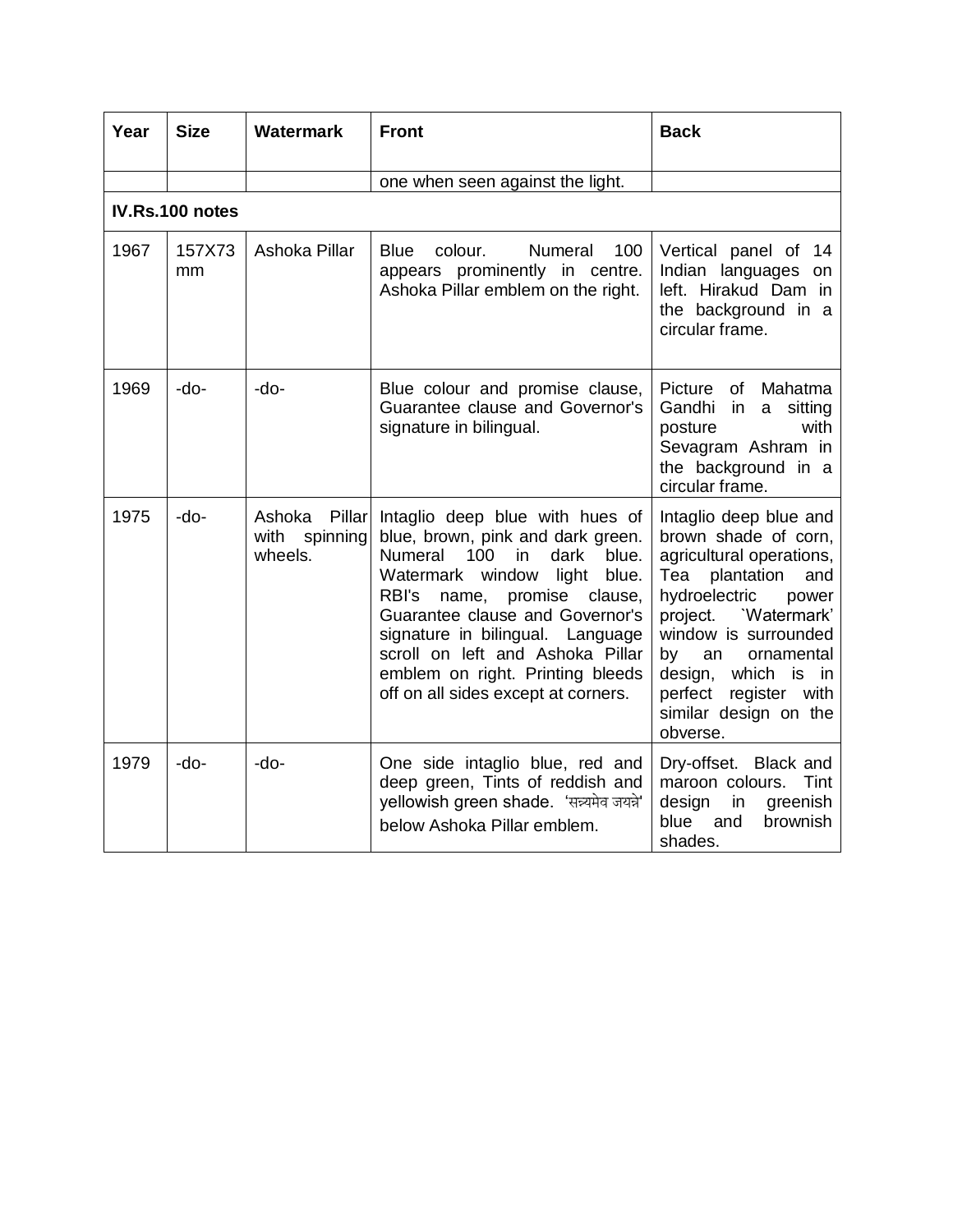| Year | Size | Watermark | Front | Back |
|---|---|---|---|---|
| | | | one when seen against the light. | |
| **IV.Rs.100 notes** | | | | |
| 1967 | 157X73 mm | Ashoka Pillar | Blue colour. Numeral 100 appears prominently in centre. Ashoka Pillar emblem on the right. | Vertical panel of 14 Indian languages on left. Hirakud Dam in the background in a circular frame. |
| 1969 | -do- | -do- | Blue colour and promise clause, Guarantee clause and Governor's signature in bilingual. | Picture of Mahatma Gandhi in a sitting posture with Sevagram Ashram in the background in a circular frame. |
| 1975 | -do- | Ashoka Pillar with spinning wheels. | Intaglio deep blue with hues of blue, brown, pink and dark green. Numeral 100 in dark blue. Watermark window light blue. RBI's name, promise clause, Guarantee clause and Governor's signature in bilingual. Language scroll on left and Ashoka Pillar emblem on right. Printing bleeds off on all sides except at corners. | Intaglio deep blue and brown shade of corn, agricultural operations, Tea plantation and hydroelectric power project. `Watermark' window is surrounded by an ornamental design, which is in perfect register with similar design on the obverse. |
| 1979 | -do- | -do- | One side intaglio blue, red and deep green, Tints of reddish and yellowish green shade. 'सत्यमेव जयते' below Ashoka Pillar emblem. | Dry-offset. Black and maroon colours. Tint design in greenish blue and brownish shades. |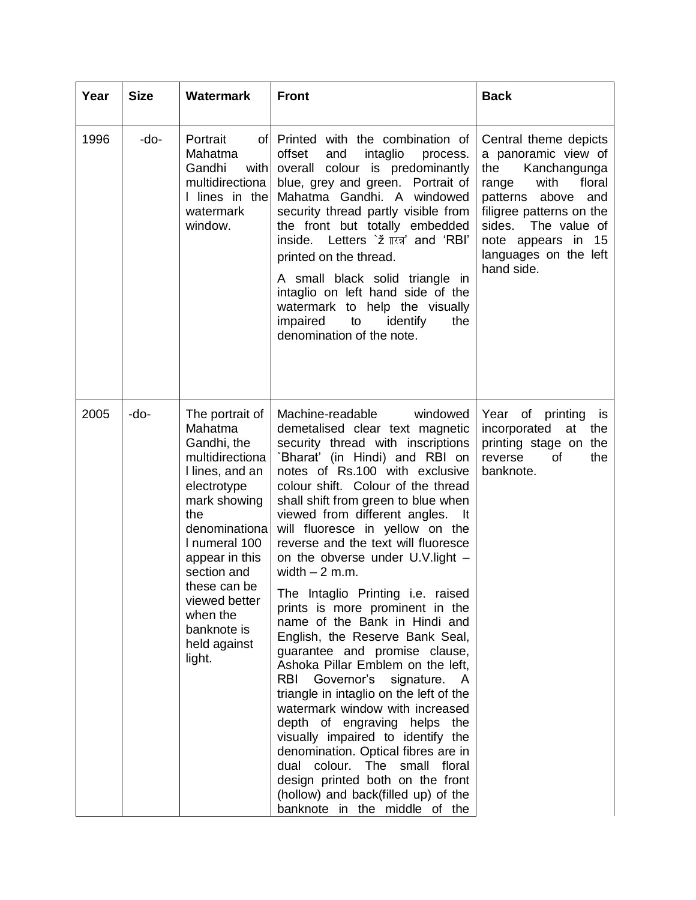| Year | Size | Watermark | Front | Back |
|---|---|---|---|---|
| 1996 | -do- | Portrait of Mahatma Gandhi with multidirectional lines in the watermark window. | Printed with the combination of offset and intaglio process. overall colour is predominantly blue, grey and green. Portrait of Mahatma Gandhi. A windowed security thread partly visible from the front but totally embedded inside. Letters `ž ारत' and 'RBI' printed on the thread.<br><br>A small black solid triangle in intaglio on left hand side of the watermark to help the visually impaired to identify the denomination of the note. | Central theme depicts a panoramic view of the Kanchangunga range with floral patterns above and filigree patterns on the sides. The value of note appears in 15 languages on the left hand side. |
| 2005 | -do- | The portrait of Mahatma Gandhi, the multidirectional lines, and an electrotype mark showing the denominational numeral 100 appear in this section and these can be viewed better when the banknote is held against light. | Machine-readable windowed demetalised clear text magnetic security thread with inscriptions `Bharat' (in Hindi) and RBI on notes of Rs.100 with exclusive colour shift. Colour of the thread shall shift from green to blue when viewed from different angles. It will fluoresce in yellow on the reverse and the text will fluoresce on the obverse under U.V.light – width – 2 m.m.<br><br>The Intaglio Printing i.e. raised prints is more prominent in the name of the Bank in Hindi and English, the Reserve Bank Seal, guarantee and promise clause, Ashoka Pillar Emblem on the left, RBI Governor's signature. A triangle in intaglio on the left of the watermark window with increased depth of engraving helps the visually impaired to identify the denomination. Optical fibres are in dual colour. The small floral design printed both on the front (hollow) and back(filled up) of the banknote in the middle of the | Year of printing is incorporated at the printing stage on the reverse of the banknote. |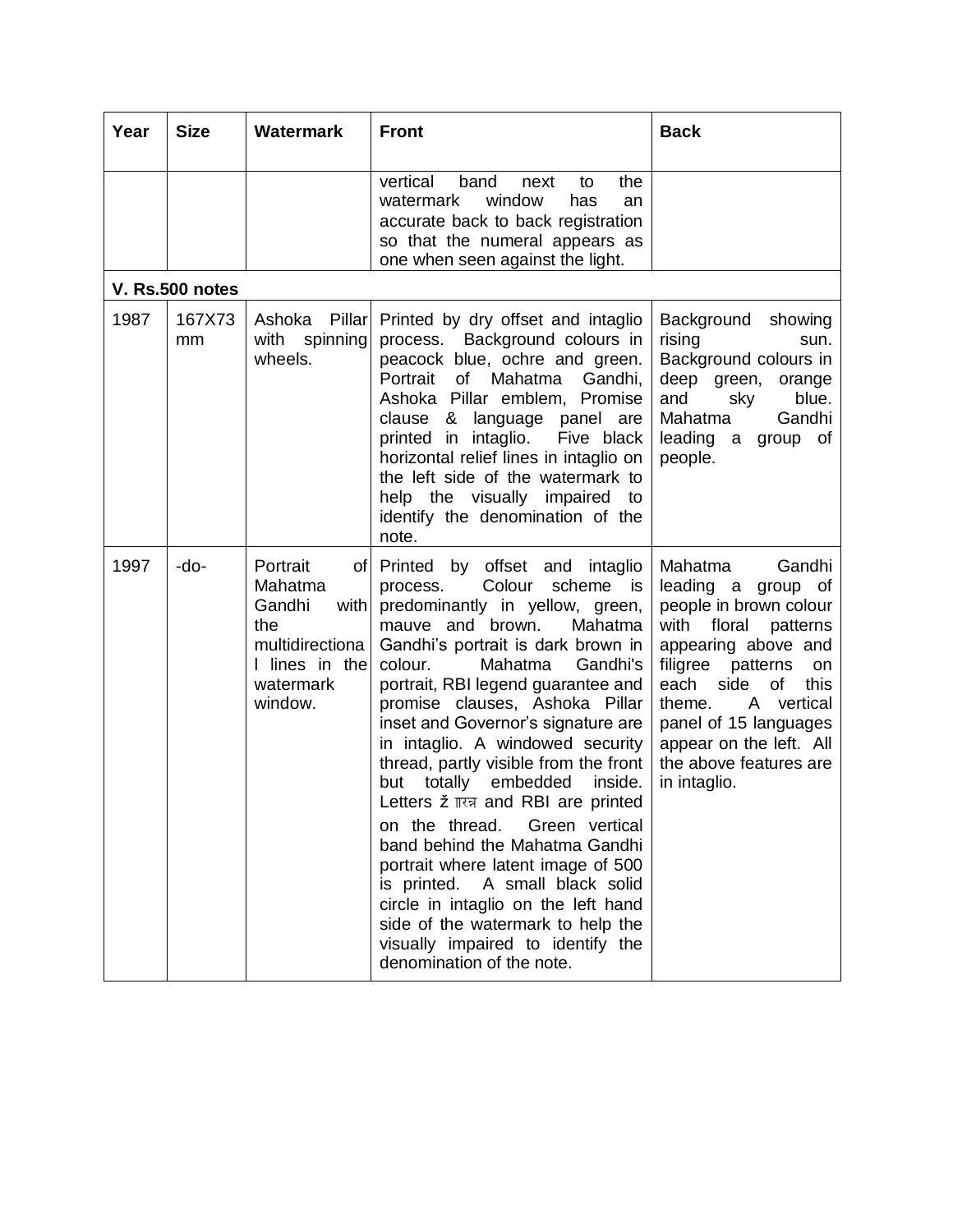| Year | Size | Watermark | Front | Back |
|---|---|---|---|---|
| | | | vertical band next to the watermark window has an accurate back to back registration so that the numeral appears as one when seen against the light. | |
| **V. Rs.500 notes** | | | | |
| 1987 | 167X73 mm | Ashoka Pillar with spinning wheels. | Printed by dry offset and intaglio process. Background colours in peacock blue, ochre and green. Portrait of Mahatma Gandhi, Ashoka Pillar emblem, Promise clause & language panel are printed in intaglio. Five black horizontal relief lines in intaglio on the left side of the watermark to help the visually impaired to identify the denomination of the note. | Background showing rising sun. Background colours in deep green, orange and sky blue. Mahatma Gandhi leading a group of people. |
| 1997 | -do- | Portrait of Mahatma Gandhi with the multidirectional lines in the watermark window. | Printed by offset and intaglio process. Colour scheme is predominantly in yellow, green, mauve and brown. Mahatma Gandhi's portrait is dark brown in colour. Mahatma Gandhi's portrait, RBI legend guarantee and promise clauses, Ashoka Pillar inset and Governor's signature are in intaglio. A windowed security thread, partly visible from the front but totally embedded inside. Letters ž ारत्न and RBI are printed on the thread. Green vertical band behind the Mahatma Gandhi portrait where latent image of 500 is printed. A small black solid circle in intaglio on the left hand side of the watermark to help the visually impaired to identify the denomination of the note. | Mahatma Gandhi leading a group of people in brown colour with floral patterns appearing above and filigree patterns on each side of this theme. A vertical panel of 15 languages appear on the left. All the above features are in intaglio. |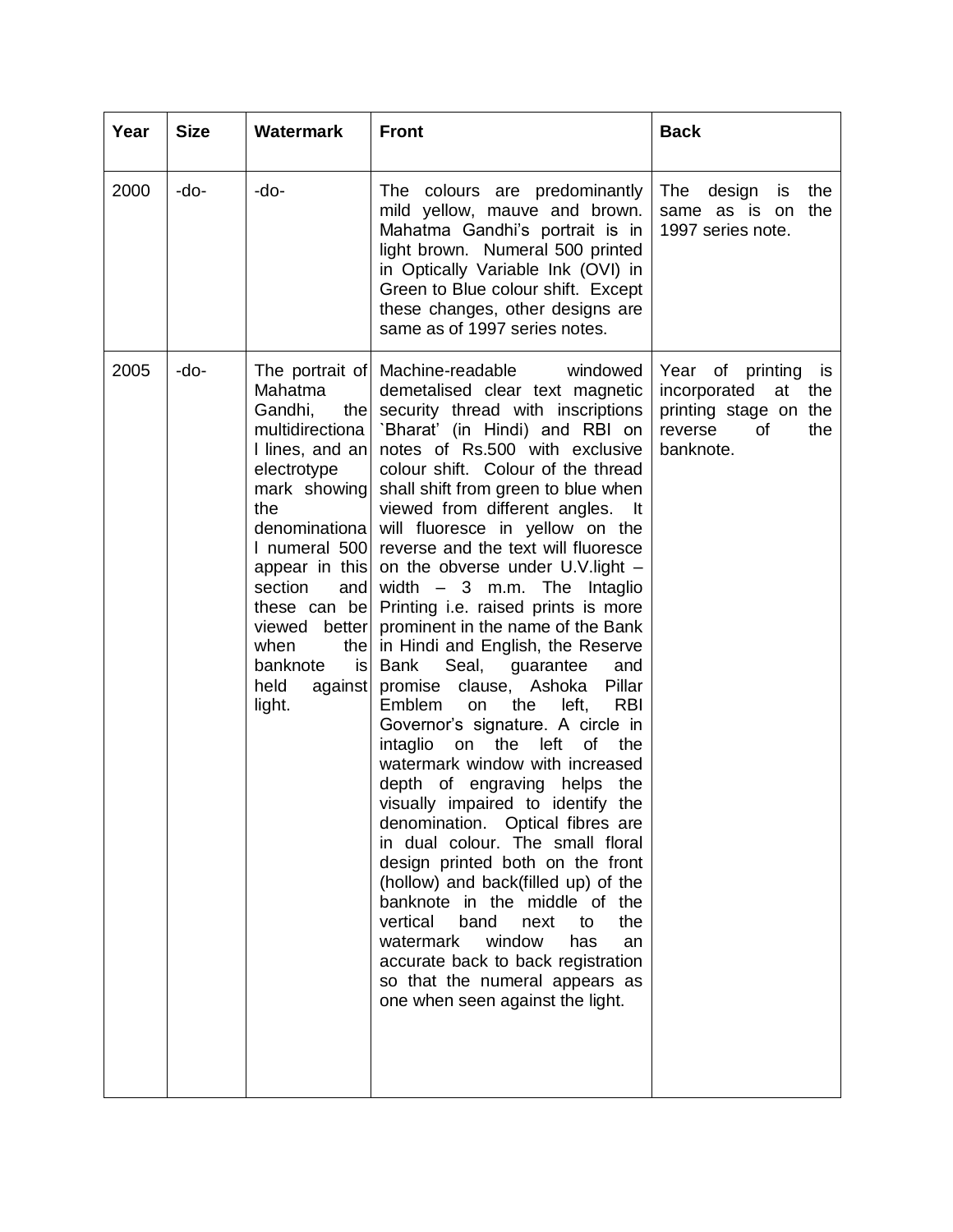| Year | Size | Watermark | Front | Back |
|---|---|---|---|---|
| 2000 | -do- | -do- | The colours are predominantly mild yellow, mauve and brown. Mahatma Gandhi's portrait is in light brown. Numeral 500 printed in Optically Variable Ink (OVI) in Green to Blue colour shift. Except these changes, other designs are same as of 1997 series notes. | The design is the same as is on the 1997 series note. |
| 2005 | -do- | The portrait of Mahatma Gandhi, the multidirectional lines, and an electrotype mark showing the denominational numeral 500 appear in this section and these can be viewed better when the banknote is held against light. | Machine-readable windowed demetalised clear text magnetic security thread with inscriptions `Bharat' (in Hindi) and RBI on notes of Rs.500 with exclusive colour shift. Colour of the thread shall shift from green to blue when viewed from different angles. It will fluoresce in yellow on the reverse and the text will fluoresce on the obverse under U.V.light – width – 3 m.m. The Intaglio Printing i.e. raised prints is more prominent in the name of the Bank in Hindi and English, the Reserve Bank Seal, guarantee and promise clause, Ashoka Pillar Emblem on the left, RBI Governor's signature. A circle in intaglio on the left of the watermark window with increased depth of engraving helps the visually impaired to identify the denomination. Optical fibres are in dual colour. The small floral design printed both on the front (hollow) and back(filled up) of the banknote in the middle of the vertical band next to the watermark window has an accurate back to back registration so that the numeral appears as one when seen against the light. | Year of printing is incorporated at the printing stage on the reverse of the banknote. |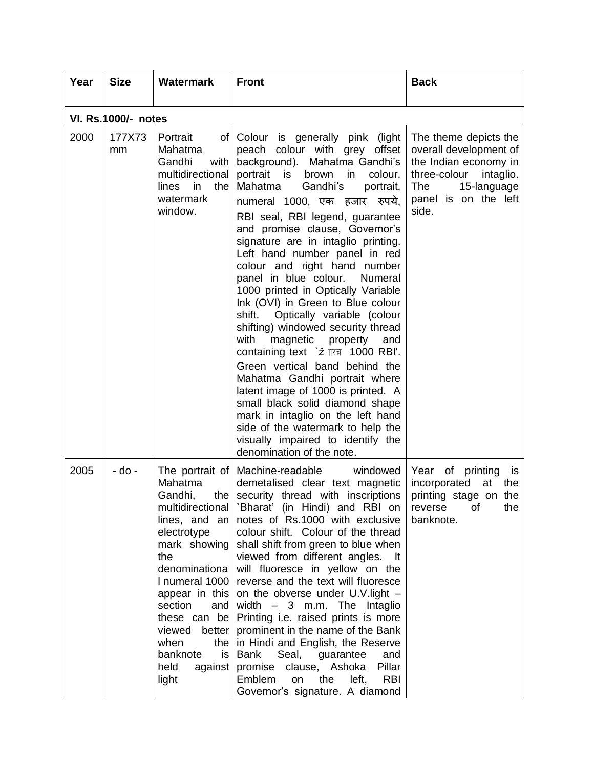| Year | Size | Watermark | Front | Back |
|---|---|---|---|---|
| **VI. Rs.1000/- notes** | | | | |
| 2000 | 177X73 mm | Portrait of Mahatma Gandhi with multidirectional lines in the watermark window. | Colour is generally pink (light peach colour with grey offset background). Mahatma Gandhi's portrait is brown in colour. Mahatma Gandhi's portrait, numeral 1000, एक हजार रुपये, RBI seal, RBI legend, guarantee and promise clause, Governor's signature are in intaglio printing. Left hand number panel in red colour and right hand number panel in blue colour. Numeral 1000 printed in Optically Variable Ink (OVI) in Green to Blue colour shift. Optically variable (colour shifting) windowed security thread with magnetic property and containing text `ž ारत 1000 RBI'. Green vertical band behind the Mahatma Gandhi portrait where latent image of 1000 is printed. A small black solid diamond shape mark in intaglio on the left hand side of the watermark to help the visually impaired to identify the denomination of the note. | The theme depicts the overall development of the Indian economy in three-colour intaglio. The 15-language panel is on the left side. |
| 2005 | - do - | The portrait of Mahatma Gandhi, the multidirectional lines, and an electrotype mark showing the denominational numeral 1000 appear in this section and these can be viewed better when the banknote is held against light | Machine-readable windowed demetalised clear text magnetic security thread with inscriptions `Bharat' (in Hindi) and RBI on notes of Rs.1000 with exclusive colour shift. Colour of the thread shall shift from green to blue when viewed from different angles. It will fluoresce in yellow on the reverse and the text will fluoresce on the obverse under U.V.light – width – 3 m.m. The Intaglio Printing i.e. raised prints is more prominent in the name of the Bank in Hindi and English, the Reserve Bank Seal, guarantee and promise clause, Ashoka Pillar Emblem on the left, RBI Governor's signature. A diamond | Year of printing is incorporated at the printing stage on the reverse of the banknote. |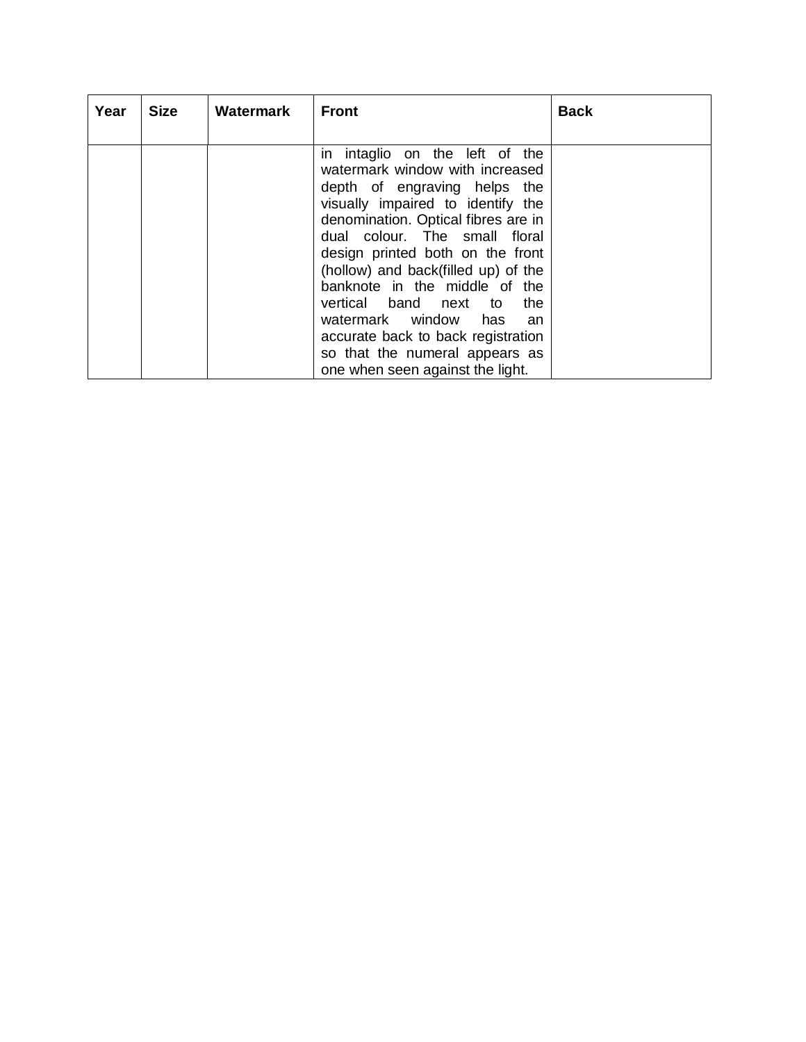| Year | Size | Watermark | Front | Back |
|---|---|---|---|---|
| | | | in intaglio on the left of the watermark window with increased depth of engraving helps the visually impaired to identify the denomination. Optical fibres are in dual colour. The small floral design printed both on the front (hollow) and back(filled up) of the banknote in the middle of the vertical band next to the watermark window has an accurate back to back registration so that the numeral appears as one when seen against the light. | |